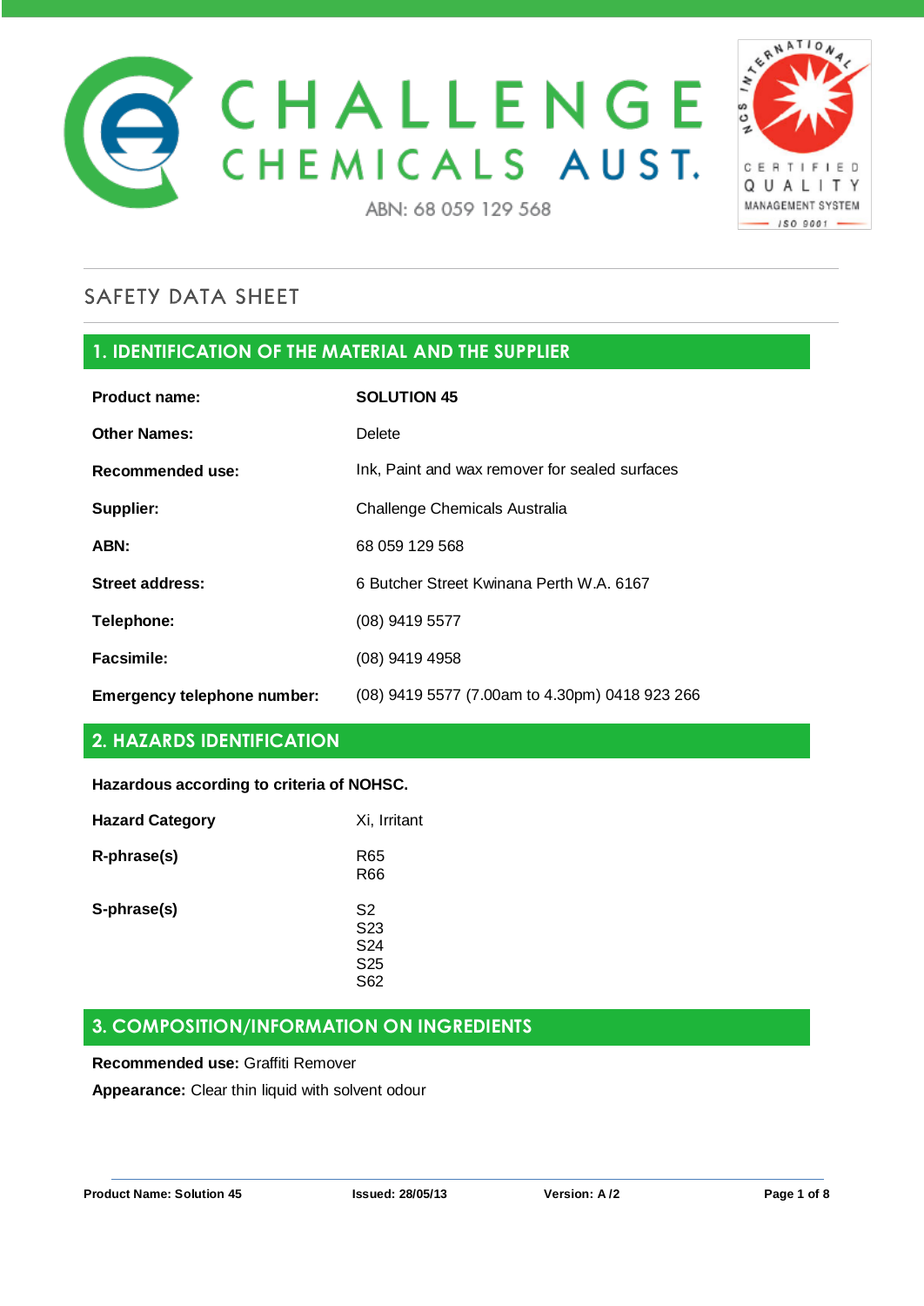# CHALLENGE CHEMICALS AUST.

ABN: 68 059 129 568

CERTIFIED QUALITY MANAGEMENT SYSTEM ISO 9001

## SAFETY DATA SHEET

## 1. IDENTIFICATION OF THE MATERIAL AND THE SUPPLIER

| | |
|---|---|
| **Product name:** | **SOLUTION 45** |
| **Other Names:** | Delete |
| **Recommended use:** | Ink, Paint and wax remover for sealed surfaces |
| **Supplier:** | Challenge Chemicals Australia |
| **ABN:** | 68 059 129 568 |
| **Street address:** | 6 Butcher Street Kwinana Perth W.A. 6167 |
| **Telephone:** | (08) 9419 5577 |
| **Facsimile:** | (08) 9419 4958 |
| **Emergency telephone number:** | (08) 9419 5577 (7.00am to 4.30pm) 0418 923 266 |

## 2. HAZARDS IDENTIFICATION

**Hazardous according to criteria of NOHSC.**

| | |
|---|---|
| **Hazard Category** | Xi, Irritant |
| **R-phrase(s)** | R65<br>R66 |
| **S-phrase(s)** | S2<br>S23<br>S24<br>S25<br>S62 |

## 3. COMPOSITION/INFORMATION ON INGREDIENTS

**Recommended use:** Graffiti Remover

**Appearance:** Clear thin liquid with solvent odour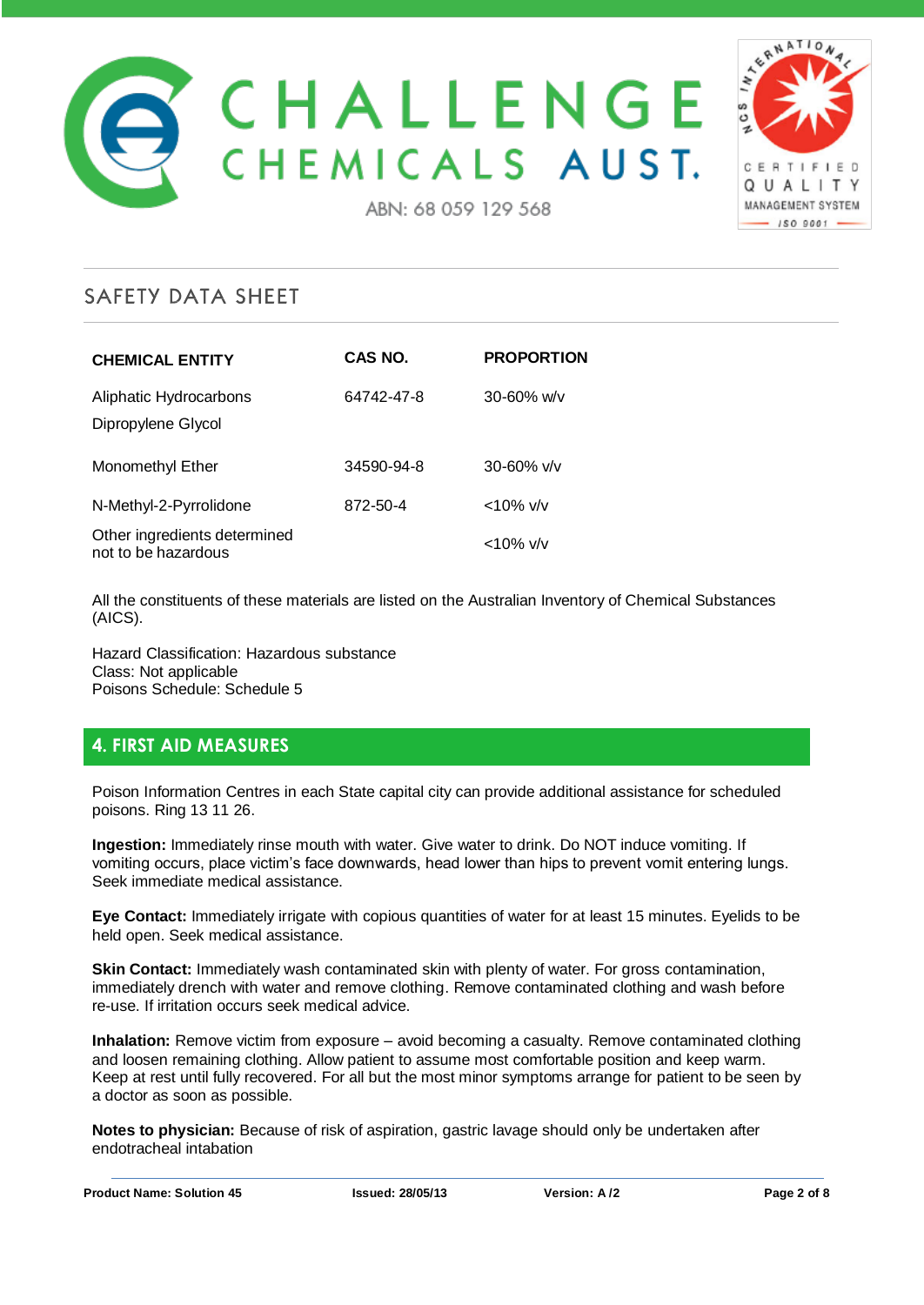# CHALLENGE CHEMICALS AUST.

ABN: 68 059 129 568

## SAFETY DATA SHEET

| CHEMICAL ENTITY | CAS NO. | PROPORTION |
|---|---|---|
| Aliphatic Hydrocarbons | 64742-47-8 | 30-60% w/v |
| Dipropylene Glycol | | |
| Monomethyl Ether | 34590-94-8 | 30-60% v/v |
| N-Methyl-2-Pyrrolidone | 872-50-4 | <10% v/v |
| Other ingredients determined not to be hazardous | | <10% v/v |

All the constituents of these materials are listed on the Australian Inventory of Chemical Substances (AICS).

Hazard Classification: Hazardous substance
Class: Not applicable
Poisons Schedule: Schedule 5

## 4. FIRST AID MEASURES

Poison Information Centres in each State capital city can provide additional assistance for scheduled poisons. Ring 13 11 26.

**Ingestion:** Immediately rinse mouth with water. Give water to drink. Do NOT induce vomiting. If vomiting occurs, place victim's face downwards, head lower than hips to prevent vomit entering lungs. Seek immediate medical assistance.

**Eye Contact:** Immediately irrigate with copious quantities of water for at least 15 minutes. Eyelids to be held open. Seek medical assistance.

**Skin Contact:** Immediately wash contaminated skin with plenty of water. For gross contamination, immediately drench with water and remove clothing. Remove contaminated clothing and wash before re-use. If irritation occurs seek medical advice.

**Inhalation:** Remove victim from exposure – avoid becoming a casualty. Remove contaminated clothing and loosen remaining clothing. Allow patient to assume most comfortable position and keep warm. Keep at rest until fully recovered. For all but the most minor symptoms arrange for patient to be seen by a doctor as soon as possible.

**Notes to physician:** Because of risk of aspiration, gastric lavage should only be undertaken after endotracheal intabation

**Product Name: Solution 45** | **Issued: 28/05/13** | **Version: A /2**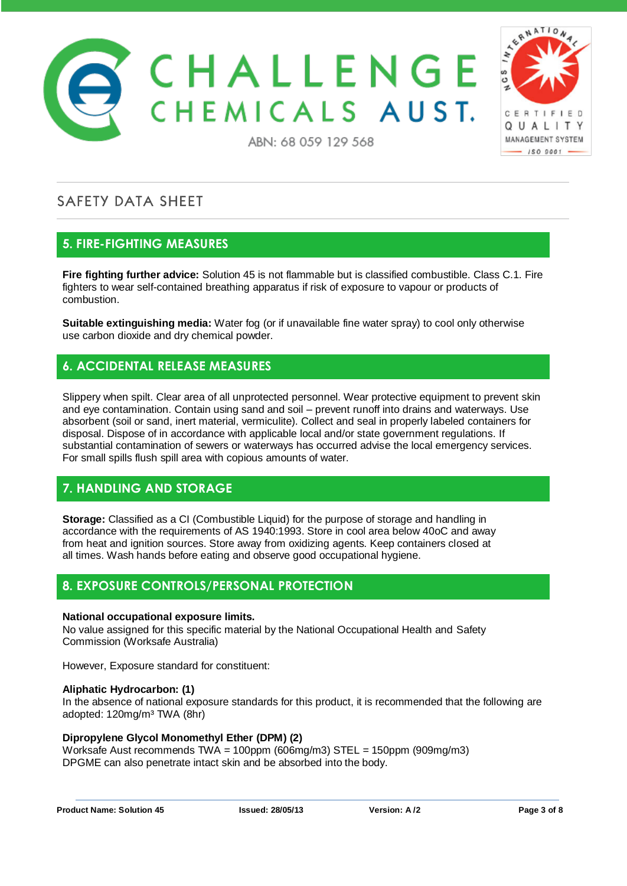# SAFETY DATA SHEET

## 5. FIRE-FIGHTING MEASURES

**Fire fighting further advice:** Solution 45 is not flammable but is classified combustible. Class C.1. Fire fighters to wear self-contained breathing apparatus if risk of exposure to vapour or products of combustion.

**Suitable extinguishing media:** Water fog (or if unavailable fine water spray) to cool only otherwise use carbon dioxide and dry chemical powder.

## 6. ACCIDENTAL RELEASE MEASURES

Slippery when spilt. Clear area of all unprotected personnel. Wear protective equipment to prevent skin and eye contamination. Contain using sand and soil – prevent runoff into drains and waterways. Use absorbent (soil or sand, inert material, vermiculite). Collect and seal in properly labeled containers for disposal. Dispose of in accordance with applicable local and/or state government regulations. If substantial contamination of sewers or waterways has occurred advise the local emergency services. For small spills flush spill area with copious amounts of water.

## 7. HANDLING AND STORAGE

**Storage:** Classified as a CI (Combustible Liquid) for the purpose of storage and handling in accordance with the requirements of AS 1940:1993. Store in cool area below 40oC and away from heat and ignition sources. Store away from oxidizing agents. Keep containers closed at all times. Wash hands before eating and observe good occupational hygiene.

## 8. EXPOSURE CONTROLS/PERSONAL PROTECTION

**National occupational exposure limits.**
No value assigned for this specific material by the National Occupational Health and Safety Commission (Worksafe Australia)

However, Exposure standard for constituent:

**Aliphatic Hydrocarbon: (1)**
In the absence of national exposure standards for this product, it is recommended that the following are adopted: 120mg/m³ TWA (8hr)

**Dipropylene Glycol Monomethyl Ether (DPM) (2)**
Worksafe Aust recommends TWA = 100ppm (606mg/m3) STEL = 150ppm (909mg/m3)
DPGME can also penetrate intact skin and be absorbed into the body.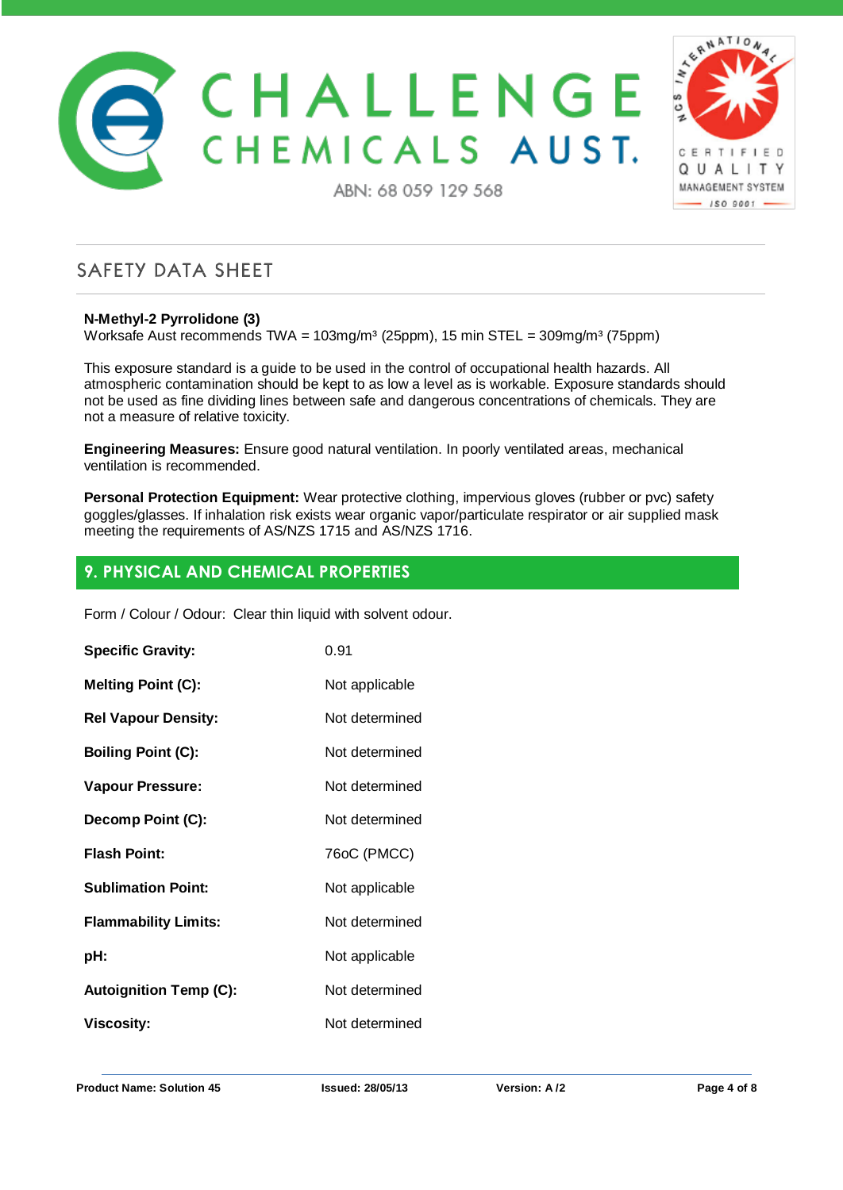# SAFETY DATA SHEET

**N-Methyl-2 Pyrrolidone (3)**
Worksafe Aust recommends TWA = 103mg/m³ (25ppm), 15 min STEL = 309mg/m³ (75ppm)

This exposure standard is a guide to be used in the control of occupational health hazards. All atmospheric contamination should be kept to as low a level as is workable. Exposure standards should not be used as fine dividing lines between safe and dangerous concentrations of chemicals. They are not a measure of relative toxicity.

**Engineering Measures:** Ensure good natural ventilation. In poorly ventilated areas, mechanical ventilation is recommended.

**Personal Protection Equipment:** Wear protective clothing, impervious gloves (rubber or pvc) safety goggles/glasses. If inhalation risk exists wear organic vapor/particulate respirator or air supplied mask meeting the requirements of AS/NZS 1715 and AS/NZS 1716.

## 9. PHYSICAL AND CHEMICAL PROPERTIES

Form / Colour / Odour: Clear thin liquid with solvent odour.

| | |
|---|---|
| **Specific Gravity:** | 0.91 |
| **Melting Point (C):** | Not applicable |
| **Rel Vapour Density:** | Not determined |
| **Boiling Point (C):** | Not determined |
| **Vapour Pressure:** | Not determined |
| **Decomp Point (C):** | Not determined |
| **Flash Point:** | 76oC (PMCC) |
| **Sublimation Point:** | Not applicable |
| **Flammability Limits:** | Not determined |
| **pH:** | Not applicable |
| **Autoignition Temp (C):** | Not determined |
| **Viscosity:** | Not determined |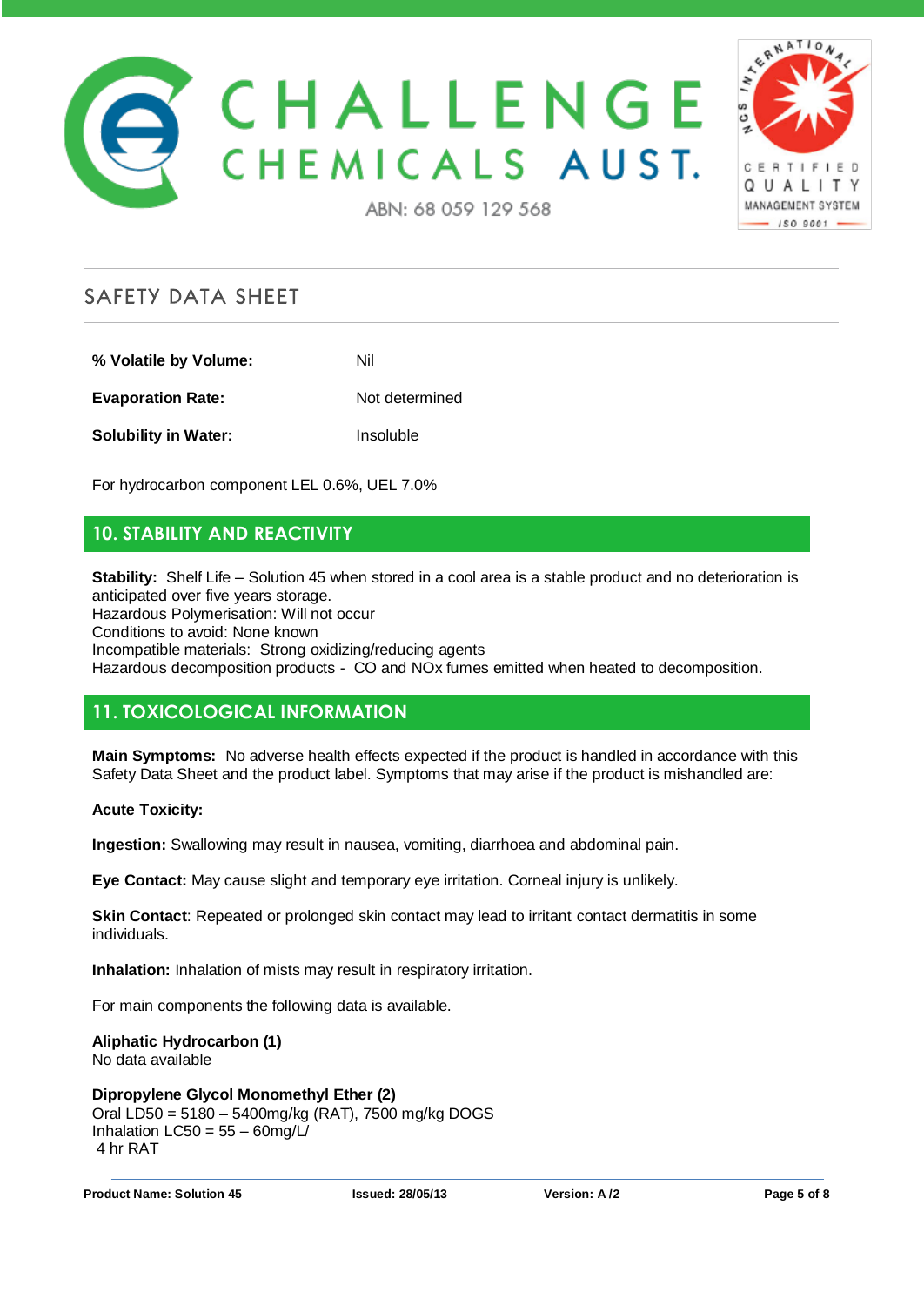| | |
|---|---|
| **% Volatile by Volume:** | Nil |
| **Evaporation Rate:** | Not determined |
| **Solubility in Water:** | Insoluble |

For hydrocarbon component LEL 0.6%, UEL 7.0%

## 10. STABILITY AND REACTIVITY

**Stability:** Shelf Life – Solution 45 when stored in a cool area is a stable product and no deterioration is anticipated over five years storage.
Hazardous Polymerisation: Will not occur
Conditions to avoid: None known
Incompatible materials: Strong oxidizing/reducing agents
Hazardous decomposition products - CO and NOx fumes emitted when heated to decomposition.

## 11. TOXICOLOGICAL INFORMATION

**Main Symptoms:** No adverse health effects expected if the product is handled in accordance with this Safety Data Sheet and the product label. Symptoms that may arise if the product is mishandled are:

**Acute Toxicity:**

**Ingestion:** Swallowing may result in nausea, vomiting, diarrhoea and abdominal pain.

**Eye Contact:** May cause slight and temporary eye irritation. Corneal injury is unlikely.

**Skin Contact**: Repeated or prolonged skin contact may lead to irritant contact dermatitis in some individuals.

**Inhalation:** Inhalation of mists may result in respiratory irritation.

For main components the following data is available.

**Aliphatic Hydrocarbon (1)**
No data available

**Dipropylene Glycol Monomethyl Ether (2)**
Oral LD50 = 5180 – 5400mg/kg (RAT), 7500 mg/kg DOGS
Inhalation LC50 = 55 – 60mg/L/
4 hr RAT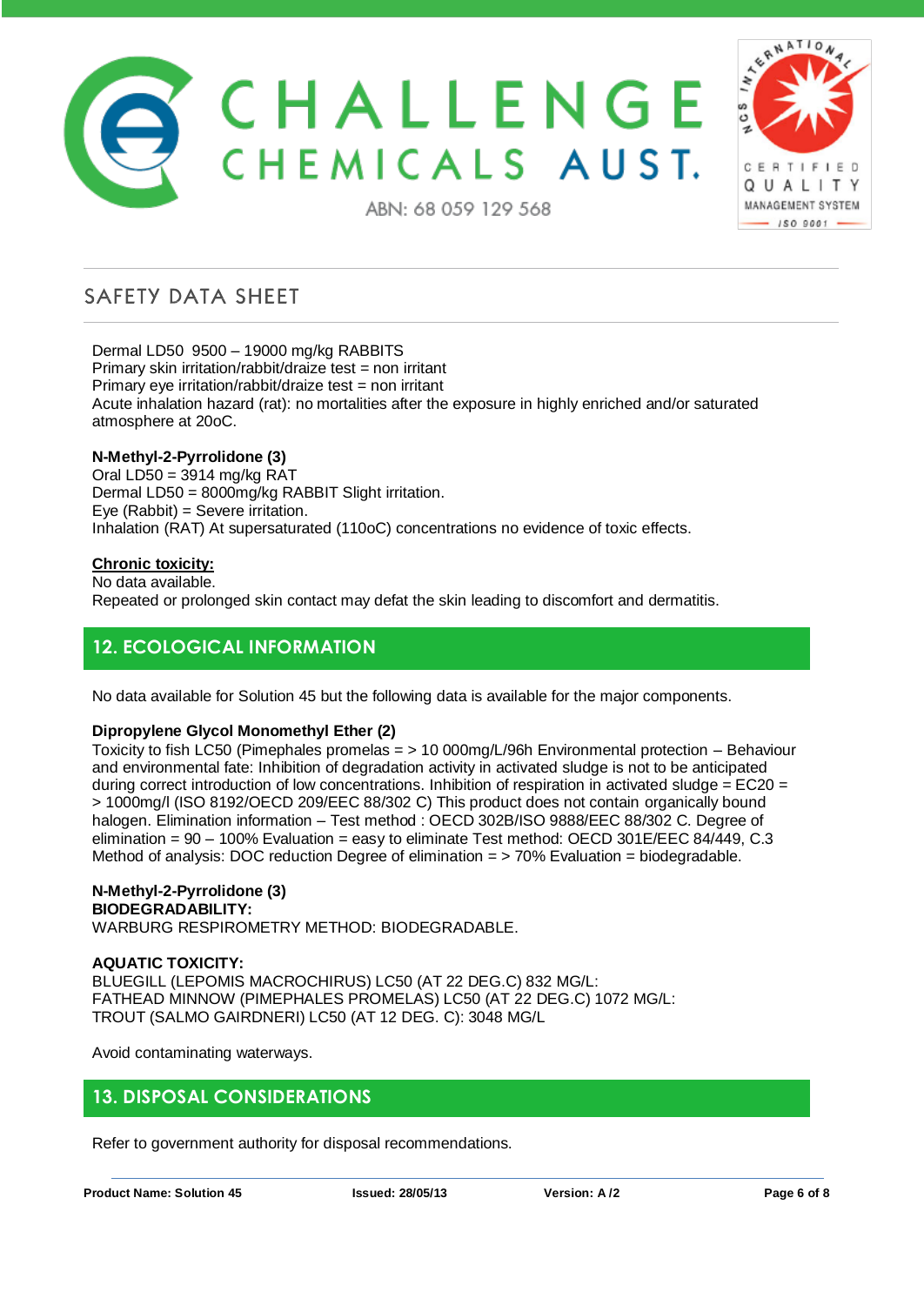Dermal LD50 9500 – 19000 mg/kg RABBITS
Primary skin irritation/rabbit/draize test = non irritant
Primary eye irritation/rabbit/draize test = non irritant
Acute inhalation hazard (rat): no mortalities after the exposure in highly enriched and/or saturated atmosphere at 20oC.

**N-Methyl-2-Pyrrolidone (3)**
Oral LD50 = 3914 mg/kg RAT
Dermal LD50 = 8000mg/kg RABBIT Slight irritation.
Eye (Rabbit) = Severe irritation.
Inhalation (RAT) At supersaturated (110oC) concentrations no evidence of toxic effects.

**Chronic toxicity:**
No data available.
Repeated or prolonged skin contact may defat the skin leading to discomfort and dermatitis.

## 12. ECOLOGICAL INFORMATION

No data available for Solution 45 but the following data is available for the major components.

**Dipropylene Glycol Monomethyl Ether (2)**
Toxicity to fish LC50 (Pimephales promelas = > 10 000mg/L/96h Environmental protection – Behaviour and environmental fate: Inhibition of degradation activity in activated sludge is not to be anticipated during correct introduction of low concentrations. Inhibition of respiration in activated sludge = EC20 = > 1000mg/l (ISO 8192/OECD 209/EEC 88/302 C) This product does not contain organically bound halogen. Elimination information – Test method : OECD 302B/ISO 9888/EEC 88/302 C. Degree of elimination = 90 – 100% Evaluation = easy to eliminate Test method: OECD 301E/EEC 84/449, C.3 Method of analysis: DOC reduction Degree of elimination = > 70% Evaluation = biodegradable.

**N-Methyl-2-Pyrrolidone (3)**
**BIODEGRADABILITY:**
WARBURG RESPIROMETRY METHOD: BIODEGRADABLE.

**AQUATIC TOXICITY:**
BLUEGILL (LEPOMIS MACROCHIRUS) LC50 (AT 22 DEG.C) 832 MG/L:
FATHEAD MINNOW (PIMEPHALES PROMELAS) LC50 (AT 22 DEG.C) 1072 MG/L:
TROUT (SALMO GAIRDNERI) LC50 (AT 12 DEG. C): 3048 MG/L

Avoid contaminating waterways.

## 13. DISPOSAL CONSIDERATIONS

Refer to government authority for disposal recommendations.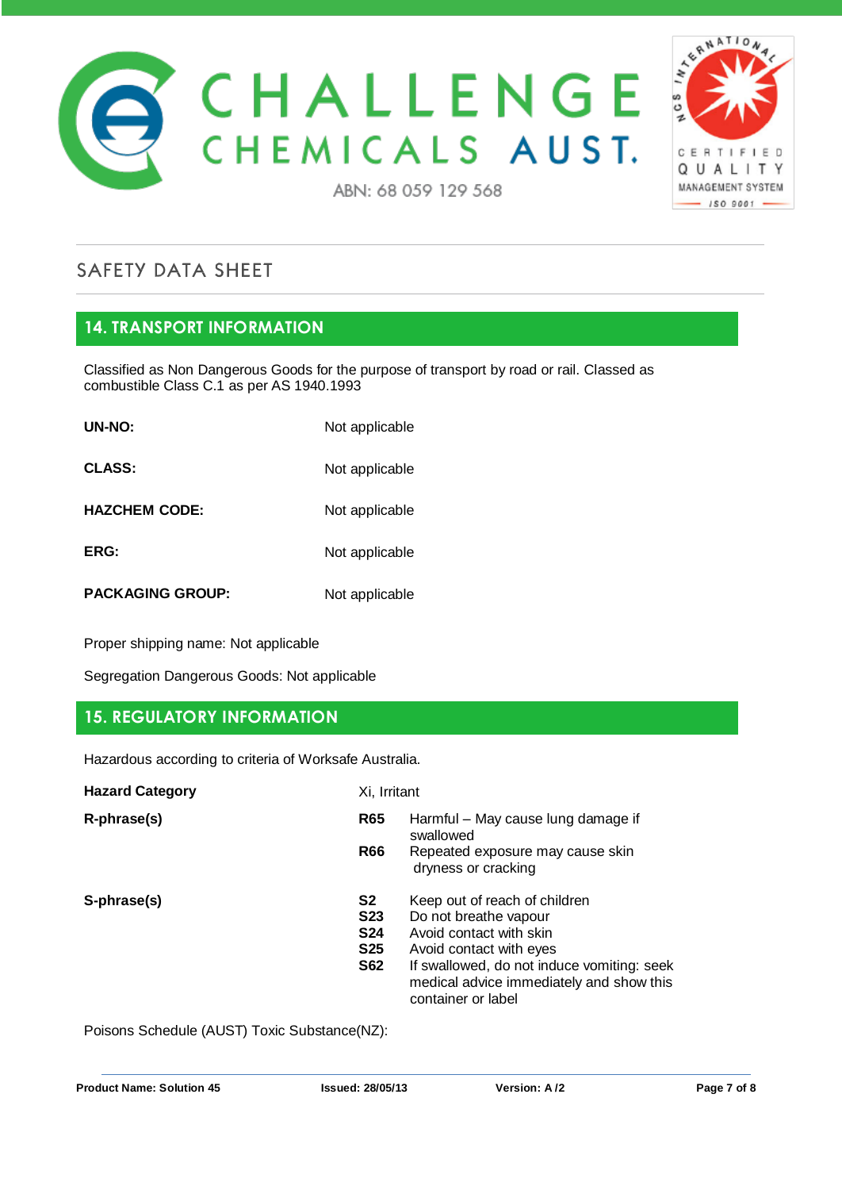## SAFETY DATA SHEET

## 14. TRANSPORT INFORMATION

Classified as Non Dangerous Goods for the purpose of transport by road or rail. Classed as combustible Class C.1 as per AS 1940.1993

| | |
|---|---|
| **UN-NO:** | Not applicable |
| **CLASS:** | Not applicable |
| **HAZCHEM CODE:** | Not applicable |
| **ERG:** | Not applicable |
| **PACKAGING GROUP:** | Not applicable |

Proper shipping name: Not applicable

Segregation Dangerous Goods: Not applicable

## 15. REGULATORY INFORMATION

Hazardous according to criteria of Worksafe Australia.

| | | |
|---|---|---|
| **Hazard Category** | Xi, Irritant | |
| **R-phrase(s)** | **R65** | Harmful – May cause lung damage if swallowed |
| | **R66** | Repeated exposure may cause skin dryness or cracking |
| **S-phrase(s)** | **S2** | Keep out of reach of children |
| | **S23** | Do not breathe vapour |
| | **S24** | Avoid contact with skin |
| | **S25** | Avoid contact with eyes |
| | **S62** | If swallowed, do not induce vomiting: seek medical advice immediately and show this container or label |

Poisons Schedule (AUST) Toxic Substance(NZ):

**Product Name: Solution 45** **Issued: 28/05/13** **Version: A /2**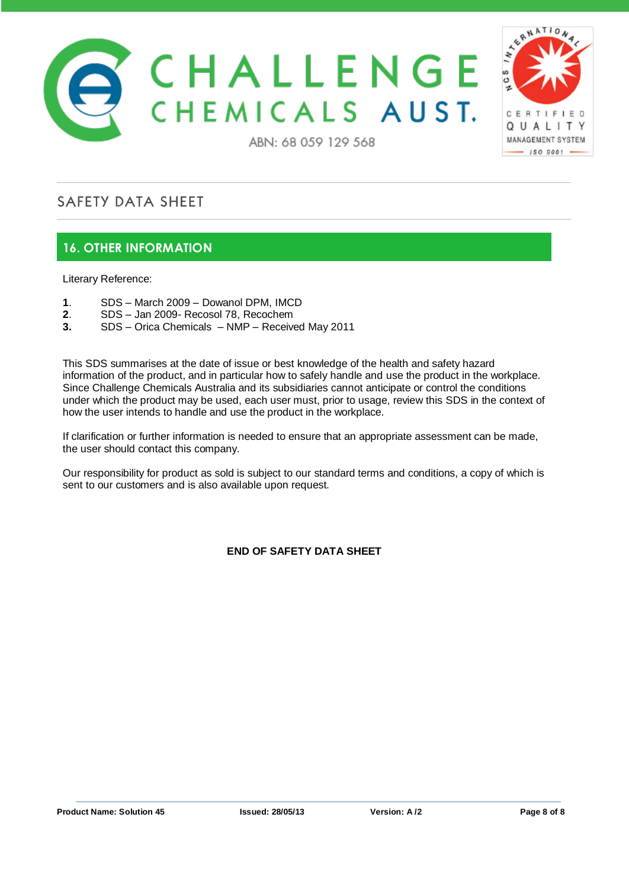## SAFETY DATA SHEET

## 16. OTHER INFORMATION

Literary Reference:

1. SDS – March 2009 – Dowanol DPM, IMCD
2. SDS – Jan 2009- Recosol 78, Recochem
3. SDS – Orica Chemicals – NMP – Received May 2011

This SDS summarises at the date of issue or best knowledge of the health and safety hazard information of the product, and in particular how to safely handle and use the product in the workplace. Since Challenge Chemicals Australia and its subsidiaries cannot anticipate or control the conditions under which the product may be used, each user must, prior to usage, review this SDS in the context of how the user intends to handle and use the product in the workplace.

If clarification or further information is needed to ensure that an appropriate assessment can be made, the user should contact this company.

Our responsibility for product as sold is subject to our standard terms and conditions, a copy of which is sent to our customers and is also available upon request.

**END OF SAFETY DATA SHEET**